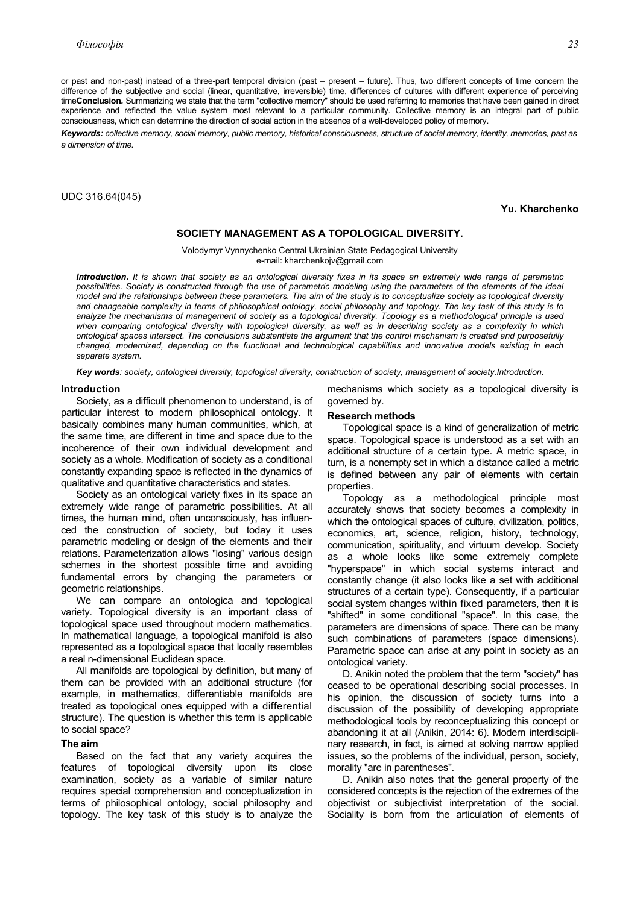or past and non-past) instead of a three-part temporal division (past – present – future). Thus, two different concepts of time concern the difference of the subjective and social (linear, quantitative, irreversible) time, differences of cultures with different experience of perceiving time**Conclusion.** Summarizing we state that the term "collective memory" should be used referring to memories that have been gained in direct experience and reflected the value system most relevant to a particular community. Collective memory is an integral part of public consciousness, which can determine the direction of social action in the absence of a well-developed policy of memory.

***Keywords:*** *collective memory, social memory, public memory, historical consciousness, structure of social memory, identity, memories, past as a dimension of time.*

UDC 316.64(045)

**Yu. Kharchenko**

## SOCIETY MANAGEMENT AS A TOPOLOGICAL DIVERSITY.

Volodymyr Vynnychenko Central Ukrainian State Pedagogical University
e-mail: kharchenkojv@gmail.com

***Introduction.*** *It is shown that society as an ontological diversity fixes in its space an extremely wide range of parametric possibilities. Society is constructed through the use of parametric modeling using the parameters of the elements of the ideal model and the relationships between these parameters. The aim of the study is to conceptualize society as topological diversity and changeable complexity in terms of philosophical ontology, social philosophy and topology. The key task of this study is to analyze the mechanisms of management of society as a topological diversity. Topology as a methodological principle is used when comparing ontological diversity with topological diversity, as well as in describing society as a complexity in which ontological spaces intersect. The conclusions substantiate the argument that the control mechanism is created and purposefully changed, modernized, depending on the functional and technological capabilities and innovative models existing in each separate system.*

***Key words****: society, ontological diversity, topological diversity, construction of society, management of society.Introduction.*

### Introduction

Society, as a difficult phenomenon to understand, is of particular interest to modern philosophical ontology. It basically combines many human communities, which, at the same time, are different in time and space due to the incoherence of their own individual development and society as a whole. Modification of society as a conditional constantly expanding space is reflected in the dynamics of qualitative and quantitative characteristics and states.

Society as an ontological variety fixes in its space an extremely wide range of parametric possibilities. At all times, the human mind, often unconsciously, has influenced the construction of society, but today it uses parametric modeling or design of the elements and their relations. Parameterization allows "losing" various design schemes in the shortest possible time and avoiding fundamental errors by changing the parameters or geometric relationships.

We can compare an ontologica and topological variety. Topological diversity is an important class of topological space used throughout modern mathematics. In mathematical language, a topological manifold is also represented as a topological space that locally resembles a real n-dimensional Euclidean space.

All manifolds are topological by definition, but many of them can be provided with an additional structure (for example, in mathematics, differentiable manifolds are treated as topological ones equipped with a differential structure). The question is whether this term is applicable to social space?

### The aim

Based on the fact that any variety acquires the features of topological diversity upon its close examination, society as a variable of similar nature requires special comprehension and conceptualization in terms of philosophical ontology, social philosophy and topology. The key task of this study is to analyze the mechanisms which society as a topological diversity is governed by.

### Research methods

Topological space is a kind of generalization of metric space. Topological space is understood as a set with an additional structure of a certain type. A metric space, in turn, is a nonempty set in which a distance called a metric is defined between any pair of elements with certain properties.

Topology as a methodological principle most accurately shows that society becomes a complexity in which the ontological spaces of culture, civilization, politics, economics, art, science, religion, history, technology, communication, spirituality, and virtuum develop. Society as a whole looks like some extremely complete "hyperspace" in which social systems interact and constantly change (it also looks like a set with additional structures of a certain type). Consequently, if a particular social system changes within fixed parameters, then it is "shifted" in some conditional "space". In this case, the parameters are dimensions of space. There can be many such combinations of parameters (space dimensions). Parametric space can arise at any point in society as an ontological variety.

D. Anikin noted the problem that the term "society" has ceased to be operational describing social processes. In his opinion, the discussion of society turns into a discussion of the possibility of developing appropriate methodological tools by reconceptualizing this concept or abandoning it at all (Anikin, 2014: 6). Modern interdisciplinary research, in fact, is aimed at solving narrow applied issues, so the problems of the individual, person, society, morality "are in parentheses".

D. Anikin also notes that the general property of the considered concepts is the rejection of the extremes of the objectivist or subjectivist interpretation of the social. Sociality is born from the articulation of elements of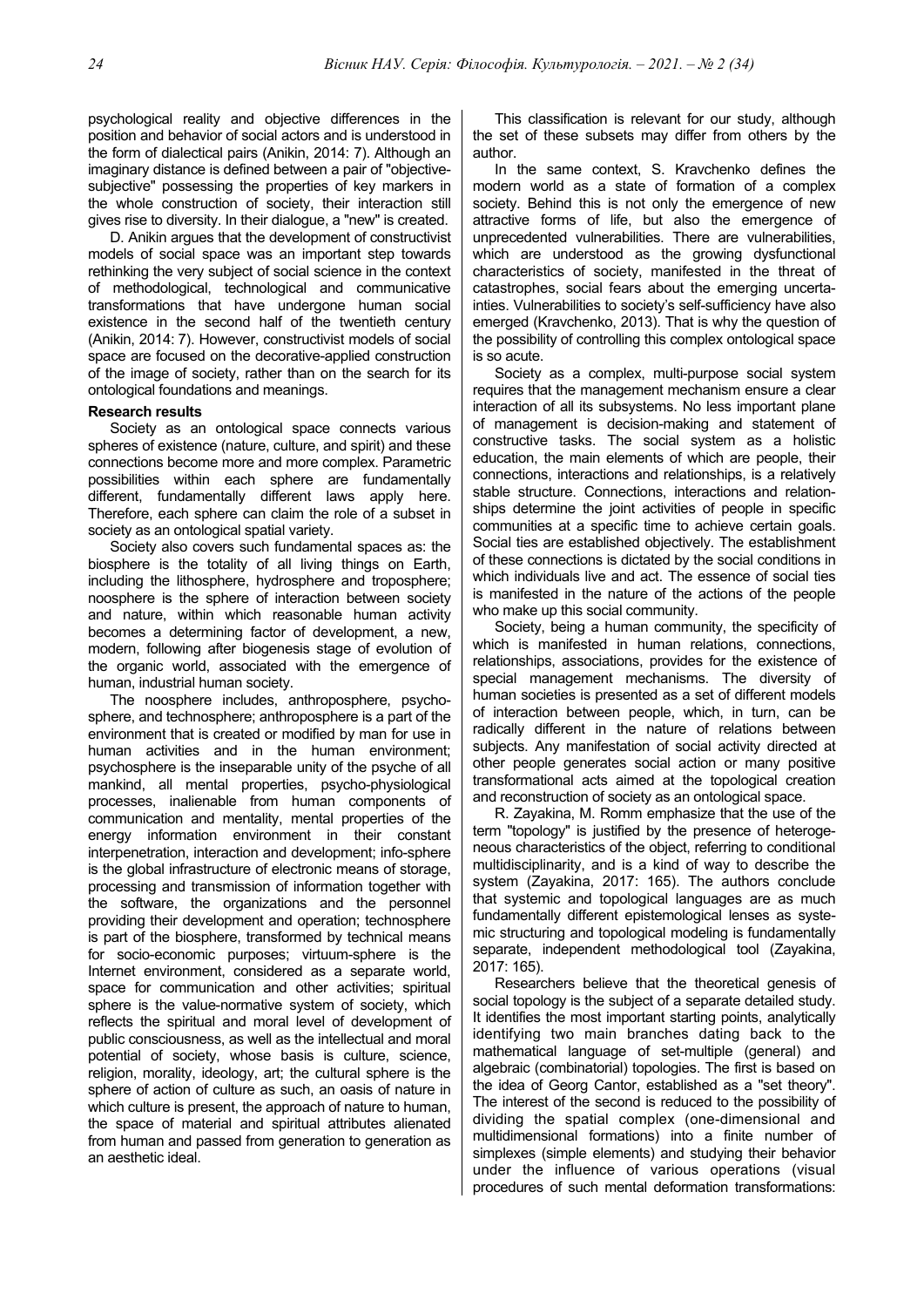psychological reality and objective differences in the position and behavior of social actors and is understood in the form of dialectical pairs (Anikin, 2014: 7). Although an imaginary distance is defined between a pair of "objective-subjective" possessing the properties of key markers in the whole construction of society, their interaction still gives rise to diversity. In their dialogue, a "new" is created.

D. Anikin argues that the development of constructivist models of social space was an important step towards rethinking the very subject of social science in the context of methodological, technological and communicative transformations that have undergone human social existence in the second half of the twentieth century (Anikin, 2014: 7). However, constructivist models of social space are focused on the decorative-applied construction of the image of society, rather than on the search for its ontological foundations and meanings.

**Research results**

Society as an ontological space connects various spheres of existence (nature, culture, and spirit) and these connections become more and more complex. Parametric possibilities within each sphere are fundamentally different, fundamentally different laws apply here. Therefore, each sphere can claim the role of a subset in society as an ontological spatial variety.

Society also covers such fundamental spaces as: the biosphere is the totality of all living things on Earth, including the lithosphere, hydrosphere and troposphere; noosphere is the sphere of interaction between society and nature, within which reasonable human activity becomes a determining factor of development, a new, modern, following after biogenesis stage of evolution of the organic world, associated with the emergence of human, industrial human society.

The noosphere includes, anthroposphere, psychosphere, and technosphere; anthroposphere is a part of the environment that is created or modified by man for use in human activities and in the human environment; psychosphere is the inseparable unity of the psyche of all mankind, all mental properties, psycho-physiological processes, inalienable from human components of communication and mentality, mental properties of the energy information environment in their constant interpenetration, interaction and development; info-sphere is the global infrastructure of electronic means of storage, processing and transmission of information together with the software, the organizations and the personnel providing their development and operation; technosphere is part of the biosphere, transformed by technical means for socio-economic purposes; virtuum-sphere is the Internet environment, considered as a separate world, space for communication and other activities; spiritual sphere is the value-normative system of society, which reflects the spiritual and moral level of development of public consciousness, as well as the intellectual and moral potential of society, whose basis is culture, science, religion, morality, ideology, art; the cultural sphere is the sphere of action of culture as such, an oasis of nature in which culture is present, the approach of nature to human, the space of material and spiritual attributes alienated from human and passed from generation to generation as an aesthetic ideal.

This classification is relevant for our study, although the set of these subsets may differ from others by the author.

In the same context, S. Kravchenko defines the modern world as a state of formation of a complex society. Behind this is not only the emergence of new attractive forms of life, but also the emergence of unprecedented vulnerabilities. There are vulnerabilities, which are understood as the growing dysfunctional characteristics of society, manifested in the threat of catastrophes, social fears about the emerging uncertainties. Vulnerabilities to society's self-sufficiency have also emerged (Kravchenko, 2013). That is why the question of the possibility of controlling this complex ontological space is so acute.

Society as a complex, multi-purpose social system requires that the management mechanism ensure a clear interaction of all its subsystems. No less important plane of management is decision-making and statement of constructive tasks. The social system as a holistic education, the main elements of which are people, their connections, interactions and relationships, is a relatively stable structure. Connections, interactions and relationships determine the joint activities of people in specific communities at a specific time to achieve certain goals. Social ties are established objectively. The establishment of these connections is dictated by the social conditions in which individuals live and act. The essence of social ties is manifested in the nature of the actions of the people who make up this social community.

Society, being a human community, the specificity of which is manifested in human relations, connections, relationships, associations, provides for the existence of special management mechanisms. The diversity of human societies is presented as a set of different models of interaction between people, which, in turn, can be radically different in the nature of relations between subjects. Any manifestation of social activity directed at other people generates social action or many positive transformational acts aimed at the topological creation and reconstruction of society as an ontological space.

R. Zayakina, M. Romm emphasize that the use of the term "topology" is justified by the presence of heterogeneous characteristics of the object, referring to conditional multidisciplinarity, and is a kind of way to describe the system (Zayakina, 2017: 165). The authors conclude that systemic and topological languages are as much fundamentally different epistemological lenses as systemic structuring and topological modeling is fundamentally separate, independent methodological tool (Zayakina, 2017: 165).

Researchers believe that the theoretical genesis of social topology is the subject of a separate detailed study. It identifies the most important starting points, analytically identifying two main branches dating back to the mathematical language of set-multiple (general) and algebraic (combinatorial) topologies. The first is based on the idea of Georg Cantor, established as a "set theory". The interest of the second is reduced to the possibility of dividing the spatial complex (one-dimensional and multidimensional formations) into a finite number of simplexes (simple elements) and studying their behavior under the influence of various operations (visual procedures of such mental deformation transformations: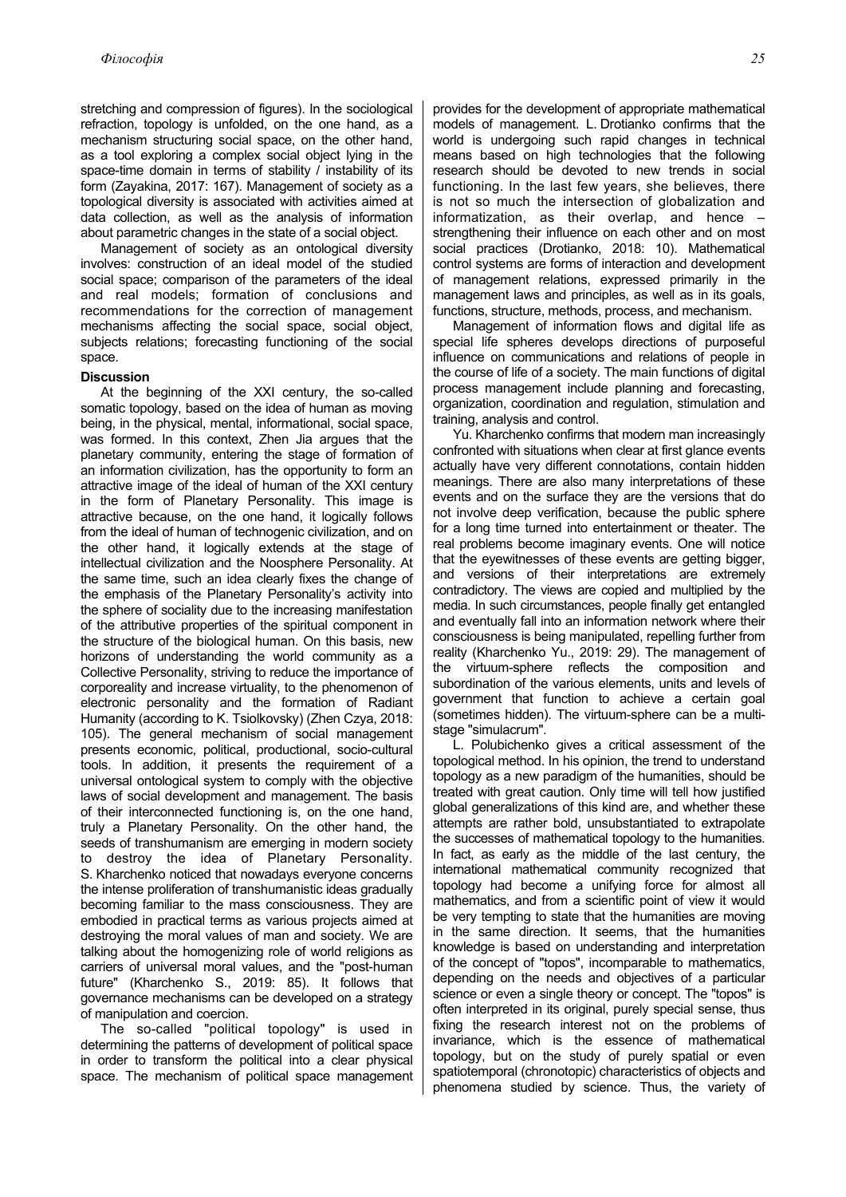stretching and compression of figures). In the sociological refraction, topology is unfolded, on the one hand, as a mechanism structuring social space, on the other hand, as a tool exploring a complex social object lying in the space-time domain in terms of stability / instability of its form (Zayakina, 2017: 167). Management of society as a topological diversity is associated with activities aimed at data collection, as well as the analysis of information about parametric changes in the state of a social object.

Management of society as an ontological diversity involves: construction of an ideal model of the studied social space; comparison of the parameters of the ideal and real models; formation of conclusions and recommendations for the correction of management mechanisms affecting the social space, social object, subjects relations; forecasting functioning of the social space.

**Discussion**

At the beginning of the XXI century, the so-called somatic topology, based on the idea of human as moving being, in the physical, mental, informational, social space, was formed. In this context, Zhen Jia argues that the planetary community, entering the stage of formation of an information civilization, has the opportunity to form an attractive image of the ideal of human of the XXI century in the form of Planetary Personality. This image is attractive because, on the one hand, it logically follows from the ideal of human of technogenic civilization, and on the other hand, it logically extends at the stage of intellectual civilization and the Noosphere Personality. At the same time, such an idea clearly fixes the change of the emphasis of the Planetary Personality's activity into the sphere of sociality due to the increasing manifestation of the attributive properties of the spiritual component in the structure of the biological human. On this basis, new horizons of understanding the world community as a Collective Personality, striving to reduce the importance of corporeality and increase virtuality, to the phenomenon of electronic personality and the formation of Radiant Humanity (according to K. Tsiolkovsky) (Zhen Czya, 2018: 105). The general mechanism of social management presents economic, political, productional, socio-cultural tools. In addition, it presents the requirement of a universal ontological system to comply with the objective laws of social development and management. The basis of their interconnected functioning is, on the one hand, truly a Planetary Personality. On the other hand, the seeds of transhumanism are emerging in modern society to destroy the idea of Planetary Personality. S. Kharchenko noticed that nowadays everyone concerns the intense proliferation of transhumanistic ideas gradually becoming familiar to the mass consciousness. They are embodied in practical terms as various projects aimed at destroying the moral values of man and society. We are talking about the homogenizing role of world religions as carriers of universal moral values, and the "post-human future" (Kharchenko S., 2019: 85). It follows that governance mechanisms can be developed on a strategy of manipulation and coercion.

The so-called "political topology" is used in determining the patterns of development of political space in order to transform the political into a clear physical space. The mechanism of political space management provides for the development of appropriate mathematical models of management. L. Drotianko confirms that the world is undergoing such rapid changes in technical means based on high technologies that the following research should be devoted to new trends in social functioning. In the last few years, she believes, there is not so much the intersection of globalization and informatization, as their overlap, and hence – strengthening their influence on each other and on most social practices (Drotianko, 2018: 10). Mathematical control systems are forms of interaction and development of management relations, expressed primarily in the management laws and principles, as well as in its goals, functions, structure, methods, process, and mechanism.

Management of information flows and digital life as special life spheres develops directions of purposeful influence on communications and relations of people in the course of life of a society. The main functions of digital process management include planning and forecasting, organization, coordination and regulation, stimulation and training, analysis and control.

Yu. Kharchenko confirms that modern man increasingly confronted with situations when clear at first glance events actually have very different connotations, contain hidden meanings. There are also many interpretations of these events and on the surface they are the versions that do not involve deep verification, because the public sphere for a long time turned into entertainment or theater. The real problems become imaginary events. One will notice that the eyewitnesses of these events are getting bigger, and versions of their interpretations are extremely contradictory. The views are copied and multiplied by the media. In such circumstances, people finally get entangled and eventually fall into an information network where their consciousness is being manipulated, repelling further from reality (Kharchenko Yu., 2019: 29). The management of the virtuum-sphere reflects the composition and subordination of the various elements, units and levels of government that function to achieve a certain goal (sometimes hidden). The virtuum-sphere can be a multi-stage "simulacrum".

L. Polubichenko gives a critical assessment of the topological method. In his opinion, the trend to understand topology as a new paradigm of the humanities, should be treated with great caution. Only time will tell how justified global generalizations of this kind are, and whether these attempts are rather bold, unsubstantiated to extrapolate the successes of mathematical topology to the humanities. In fact, as early as the middle of the last century, the international mathematical community recognized that topology had become a unifying force for almost all mathematics, and from a scientific point of view it would be very tempting to state that the humanities are moving in the same direction. It seems, that the humanities knowledge is based on understanding and interpretation of the concept of "topos", incomparable to mathematics, depending on the needs and objectives of a particular science or even a single theory or concept. The "topos" is often interpreted in its original, purely special sense, thus fixing the research interest not on the problems of invariance, which is the essence of mathematical topology, but on the study of purely spatial or even spatiotemporal (chronotopic) characteristics of objects and phenomena studied by science. Thus, the variety of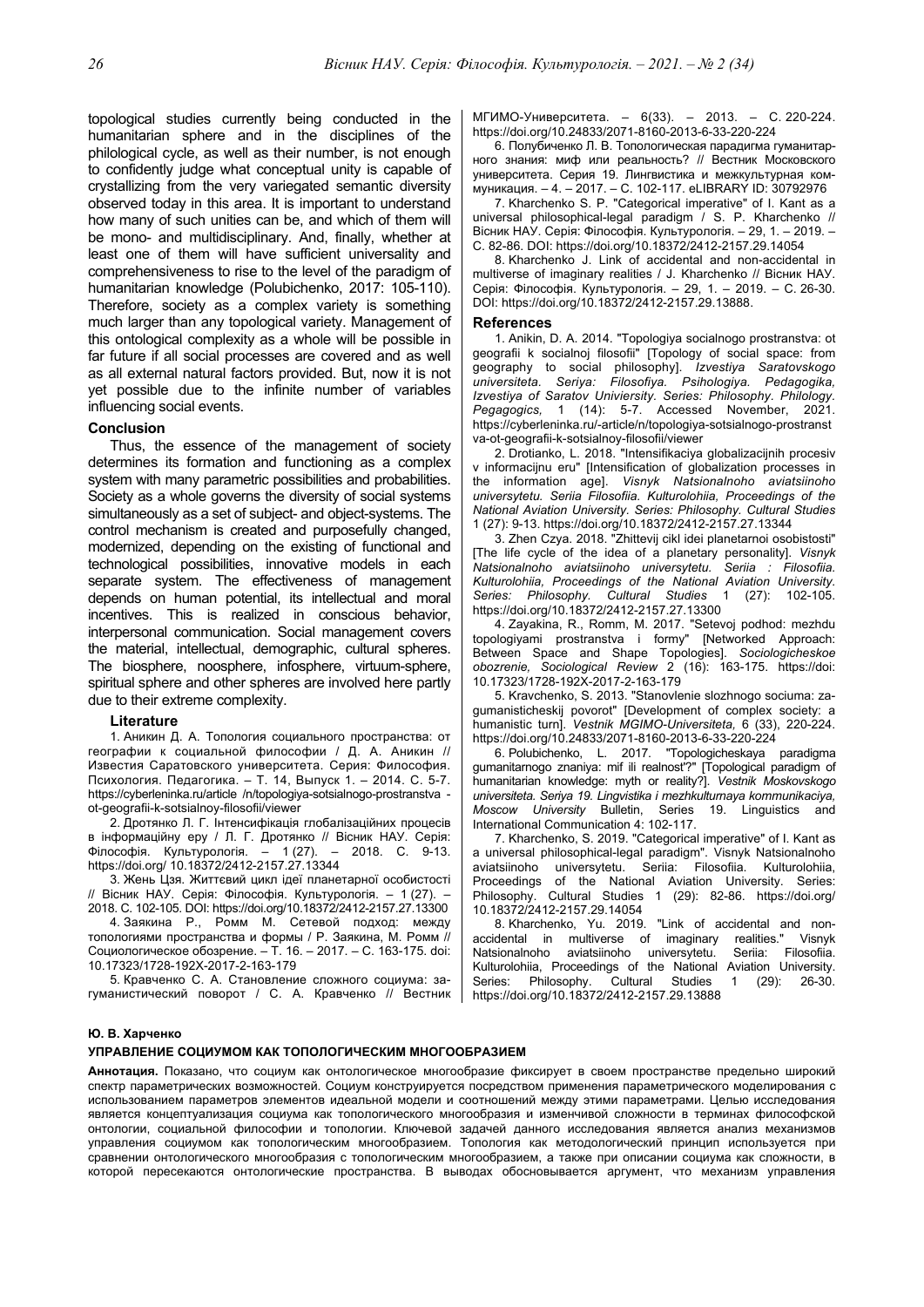topological studies currently being conducted in the humanitarian sphere and in the disciplines of the philological cycle, as well as their number, is not enough to confidently judge what conceptual unity is capable of crystallizing from the very variegated semantic diversity observed today in this area. It is important to understand how many of such unities can be, and which of them will be mono- and multidisciplinary. And, finally, whether at least one of them will have sufficient universality and comprehensiveness to rise to the level of the paradigm of humanitarian knowledge (Polubichenko, 2017: 105-110). Therefore, society as a complex variety is something much larger than any topological variety. Management of this ontological complexity as a whole will be possible in far future if all social processes are covered and as well as all external natural factors provided. But, now it is not yet possible due to the infinite number of variables influencing social events.

## Conclusion

Thus, the essence of the management of society determines its formation and functioning as a complex system with many parametric possibilities and probabilities. Society as a whole governs the diversity of social systems simultaneously as a set of subject- and object-systems. The control mechanism is created and purposefully changed, modernized, depending on the existing of functional and technological possibilities, innovative models in each separate system. The effectiveness of management depends on human potential, its intellectual and moral incentives. This is realized in conscious behavior, interpersonal communication. Social management covers the material, intellectual, demographic, cultural spheres. The biosphere, noosphere, infosphere, virtuum-sphere, spiritual sphere and other spheres are involved here partly due to their extreme complexity.

### Literature

1. Аникин Д. А. Топология социального пространства: от географии к социальной философии / Д. А. Аникин // Известия Саратовского университета. Серия: Философия. Психология. Педагогика. – Т. 14, Выпуск 1. – 2014. С. 5-7. https://cyberleninka.ru/article /n/topologiya-sotsialnogo-prostranstva - ot-geografii-k-sotsialnoy-filosofii/viewer

2. Дротянко Л. Г. Інтенсифікація глобалізаційних процесів в інформаційну еру / Л. Г. Дротянко // Вісник НАУ. Серія: Філософія. Культурологія. – 1 (27). – 2018. С. 9-13. https://doi.org/ 10.18372/2412-2157.27.13344

3. Жень Цзя. Життєвий цикл ідеї планетарної особистості // Вісник НАУ. Серія: Філософія. Культурологія. – 1 (27). – 2018. С. 102-105. DOI: https://doi.org/10.18372/2412-2157.27.13300

4. Заякина Р., Ромм М. Сетевой подход: между топологиями пространства и формы / Р. Заякина, М. Ромм // Социологическое обозрение. – Т. 16. – 2017. – С. 163-175. doi: 10.17323/1728-192X-2017-2-163-179

5. Кравченко С. А. Становление сложного социума: загуманистический поворот / С. А. Кравченко // Вестник МГИМО-Университета. – 6(33). – 2013. – С. 220-224. https://doi.org/10.24833/2071-8160-2013-6-33-220-224

6. Полубиченко Л. В. Топологическая парадигма гуманитарного знания: миф или реальность? // Вестник Московского университета. Серия 19. Лингвистика и межкультурная коммуникация. – 4. – 2017. – С. 102-117. eLIBRARY ID: 30792976

7. Kharchenko S. P. "Categorical imperative" of I. Kant as a universal philosophical-legal paradigm / S. P. Kharchenko // Вісник НАУ. Серія: Філософія. Культурологія. – 29, 1. – 2019. – С. 82-86. DOI: https://doi.org/10.18372/2412-2157.29.14054

8. Kharchenko J. Link of accidental and non-accidental in multiverse of imaginary realities / J. Kharchenko // Вісник НАУ. Серія: Філософія. Культурологія. – 29, 1. – 2019. – С. 26-30. DOI: https://doi.org/10.18372/2412-2157.29.13888.

### References

1. Anikin, D. A. 2014. "Topologiya socialnogo prostranstva: ot geografii k socialnoj filosofii" [Topology of social space: from geography to social philosophy]. *Izvestiya Saratovskogo universiteta. Seriya: Filosofiya. Psihologiya. Pedagogika, Izvestiya of Saratov Univiersity. Series: Philosophy. Philology. Pegagogics,* 1 (14): 5-7. Accessed November, 2021. https://cyberleninka.ru/-article/n/topologiya-sotsialnogo-prostranstva-ot-geografii-k-sotsialnoy-filosofii/viewer

2. Drotianko, L. 2018. "Intensifikaciya globalizacijnih procesiv v informacijnu eru" [Intensification of globalization processes in the information age]. *Visnyk Natsionalnoho aviatsiinoho universytetu. Seriia Filosofiia. Kulturolohiia, Proceedings of the National Aviation University. Series: Philosophy. Cultural Studies* 1 (27): 9-13. https://doi.org/10.18372/2412-2157.27.13344

3. Zhen Czya. 2018. "Zhittevij cikl idei planetarnoi osobistosti" [The life cycle of the idea of a planetary personality]. *Visnyk Natsionalnoho aviatsiinoho universytetu. Seriia : Filosofiia. Kulturolohiia, Proceedings of the National Aviation University. Series: Philosophy. Cultural Studies* 1 (27): 102-105. https://doi.org/10.18372/2412-2157.27.13300

4. Zayakina, R., Romm, M. 2017. "Setevoj podhod: mezhdu topologiyami prostranstva i formy" [Networked Approach: Between Space and Shape Topologies]. *Sociologicheskoe obozrenie, Sociological Review* 2 (16): 163-175. https://doi: 10.17323/1728-192X-2017-2-163-179

5. Kravchenko, S. 2013. "Stanovlenie slozhnogo sociuma: zagumanisticheskij povorot" [Development of complex society: a humanistic turn]. *Vestnik MGIMO-Universiteta,* 6 (33), 220-224. https://doi.org/10.24833/2071-8160-2013-6-33-220-224

6. Polubichenko, L. 2017. "Topologicheskaya paradigma gumanitarnogo znaniya: mif ili realnost'?" [Topological paradigm of humanitarian knowledge: myth or reality?]. *Vestnik Moskovskogo universiteta. Seriya 19. Lingvistika i mezhkulturnaya kommunikaciya, Moscow University* Bulletin, Series 19. Linguistics and International Communication 4: 102-117.

7. Kharchenko, S. 2019. "Categorical imperative" of I. Kant as a universal philosophical-legal paradigm". Visnyk Natsionalnoho aviatsiinoho universytetu. Seriia: Filosofiia. Kulturolohiia, Proceedings of the National Aviation University. Series: Philosophy. Cultural Studies 1 (29): 82-86. https://doi.org/ 10.18372/2412-2157.29.14054

8. Kharchenko, Yu. 2019. "Link of accidental and non-accidental in multiverse of imaginary realities." Visnyk Natsionalnoho aviatsiinoho universytetu. Seriia: Filosofiia. Kulturolohiia, Proceedings of the National Aviation University. Series: Philosophy. Cultural Studies 1 (29): 26-30. https://doi.org/10.18372/2412-2157.29.13888

**Ю. В. Харченко**

## УПРАВЛЕНИЕ СОЦИУМОМ КАК ТОПОЛОГИЧЕСКИМ МНОГООБРАЗИЕМ

**Аннотация.** Показано, что социум как онтологическое многообразие фиксирует в своем пространстве предельно широкий спектр параметрических возможностей. Социум конструируется посредством применения параметрического моделирования с использованием параметров элементов идеальной модели и соотношений между этими параметрами. Целью исследования является концептуализация социума как топологического многообразия и изменчивой сложности в терминах философской онтологии, социальной философии и топологии. Ключевой задачей данного исследования является анализ механизмов управления социумом как топологическим многообразием. Топология как методологический принцип используется при сравнении онтологического многообразия с топологическим многообразием, а также при описании социума как сложности, в которой пересекаются онтологические пространства. В выводах обосновывается аргумент, что механизм управления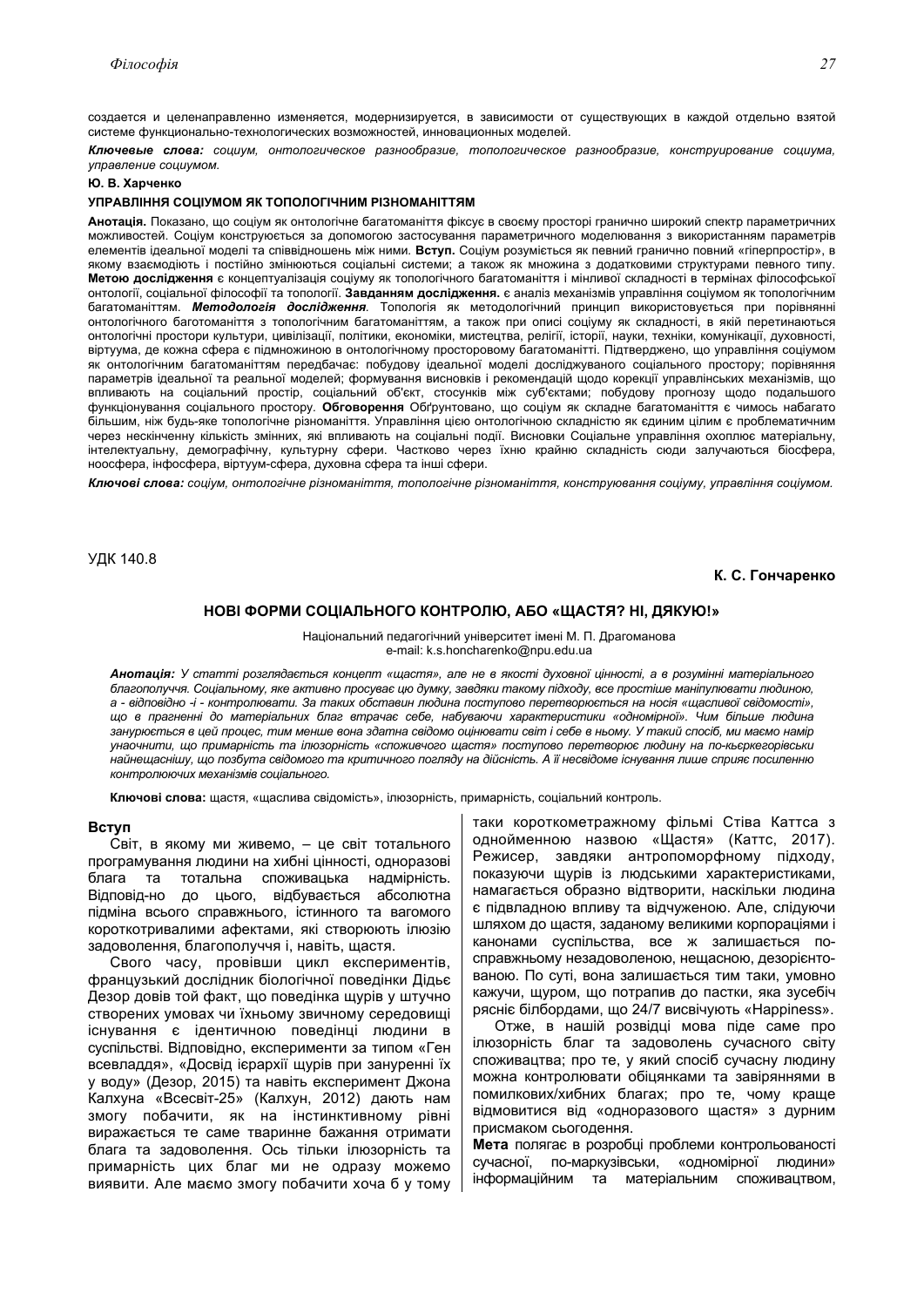создается и целенаправленно изменяется, модернизируется, в зависимости от существующих в каждой отдельно взятой системе функционально-технологических возможностей, инновационных моделей.

***Ключевые слова:*** *социум, онтологическое разнообразие, топологическое разнообразие, конструирование социума, управление социумом.*

**Ю. В. Харченко**

**УПРАВЛІННЯ СОЦІУМОМ ЯК ТОПОЛОГІЧНИМ РІЗНОМАНІТТЯМ**

**Анотація.** Показано, що соціум як онтологічне багатоманіття фіксує в своєму просторі гранично широкий спектр параметричних можливостей. Соціум конструюється за допомогою застосування параметричного моделювання з використанням параметрів елементів ідеальної моделі та співвідношень між ними. **Вступ.** Соціум розуміється як певний гранично повний «гіперпростір», в якому взаємодіють і постійно змінюються соціальні системи; а також як множина з додатковими структурами певного типу. **Метою дослідження** є концептуалізація соціуму як топологічного багатоманіття і мінливої складності в термінах філософської онтології, соціальної філософії та топології. **Завданням дослідження.** є аналіз механізмів управління соціумом як топологічним багатоманіттям. ***Методологія дослідження***. Топологія як методологічний принцип використовується при порівнянні онтологічного баготоманіття з топологічним багатоманіттям, а також при описі соціуму як складності, в якій перетинаються онтологічні простори культури, цивілізації, політики, економіки, мистецтва, релігії, історії, науки, техніки, комунікації, духовності, віртуума, де кожна сфера є підмножиною в онтологічному просторовому багатоманітті. Підтверджено, що управління соціумом як онтологічним багатоманіттям передбачає: побудову ідеальної моделі досліджуваного соціального простору; порівняння параметрів ідеальної та реальної моделей; формування висновків і рекомендацій щодо корекції управлінських механізмів, що впливають на соціальний простір, соціальний об'єкт, стосунків між суб'єктами; побудову прогнозу щодо подальшого функціонування соціального простору. **Обговорення** Обґрунтовано, що соціум як складне багатоманіття є чимось набагато більшим, ніж будь-яке топологічне різноманіття. Управління цією онтологічною складністю як єдиним цілим є проблематичним через нескінченну кількість змінних, які впливають на соціальні події. Висновки Соціальне управління охоплює матеріальну, інтелектуальну, демографічну, культурну сфери. Частково через їхню крайню складність сюди залучаються біосфера, ноосфера, інфосфера, віртуум-сфера, духовна сфера та інші сфери.

***Ключові слова:*** *соціум, онтологічне різноманіття, топологічне різноманіття, конструювання соціуму, управління соціумом.*

УДК 140.8

**К. С. Гончаренко**

## НОВІ ФОРМИ СОЦІАЛЬНОГО КОНТРОЛЮ, АБО «ЩАСТЯ? НІ, ДЯКУЮ!»

Національний педагогічний університет імені М. П. Драгоманова
e-mail: k.s.honcharenko@npu.edu.ua

***Анотація:*** *У статті розглядається концепт «щастя», але не в якості духовної цінності, а в розумінні матеріального благополуччя. Соціальному, яке активно просуває цю думку, завдяки такому підходу, все простіше маніпулювати людиною, а - відповідно -і - контролювати. За таких обставин людина поступово перетворюється на носія «щасливої свідомості», що в прагненні до матеріальних благ втрачає себе, набуваючи характеристики «одномірної». Чим більше людина занурюється в цей процес, тим менше вона здатна свідомо оцінювати світ і себе в ньому. У такий спосіб, ми маємо намір унаочнити, що примарність та ілюзорність «споживчого щастя» поступово перетворює людину на по-кьєркегорівськи найнещаснішу, що позбута свідомого та критичного погляду на дійсність. А її несвідоме існування лише сприяє посиленню контролюючих механізмів соціального.*

**Ключові слова:** щастя, «щаслива свідомість», ілюзорність, примарність, соціальний контроль.

### Вступ

Світ, в якому ми живемо, – це світ тотального програмування людини на хибні цінності, одноразові блага та тотальна споживацька надмірність. Відповід-но до цього, відбувається абсолютна підміна всього справжнього, істинного та вагомого короткотривалими афектами, які створюють ілюзію задоволення, благополуччя і, навіть, щастя.

Свого часу, провівши цикл експериментів, французький дослідник біологічної поведінки Дідьє Дезор довів той факт, що поведінка щурів у штучно створених умовах чи їхньому звичному середовищі існування є ідентичною поведінці людини в суспільстві. Відповідно, експерименти за типом «Ген всевладдя», «Досвід ієрархії щурів при зануренні їх у воду» (Дезор, 2015) та навіть експеримент Джона Калхуна «Всесвіт-25» (Калхун, 2012) дають нам змогу побачити, як на інстинктивному рівні виражається те саме тваринне бажання отримати блага та задоволення. Ось тільки ілюзорність та примарність цих благ ми не одразу можемо виявити. Але маємо змогу побачити хоча б у тому таки короткометражному фільмі Стіва Каттса з однойменною назвою «Щастя» (Каттс, 2017). Режисер, завдяки антропоморфному підходу, показуючи щурів із людськими характеристиками, намагається образно відтворити, наскільки людина є підвладною впливу та відчуженою. Але, слідуючи шляхом до щастя, заданому великими корпораціями і канонами суспільства, все ж залишається по-справжньому незадоволеною, нещасною, дезорієнтованою. По суті, вона залишається тим таки, умовно кажучи, щуром, що потрапив до пастки, яка зусебіч рясніє білбордами, що 24/7 висвічують «Happiness».

Отже, в нашій розвідці мова піде саме про ілюзорність благ та задоволень сучасного світу споживацтва; про те, у який спосіб сучасну людину можна контролювати обіцянками та завіряннями в помилкових/хибних благах; про те, чому краще відмовитися від «одноразового щастя» з дурним присмаком сьогодення.

**Мета** полягає в розробці проблеми контрольованості сучасної, по-маркузівськи, «одномірної людини» інформаційним та матеріальним споживацтвом,